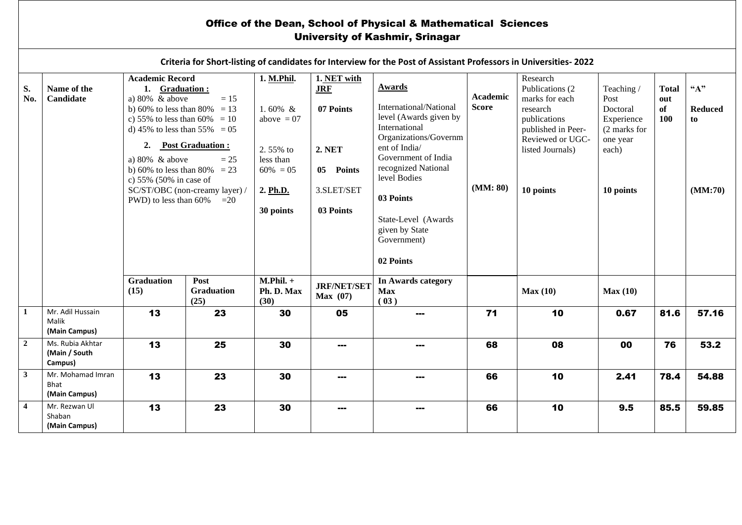# Office of the Dean, School of Physical & Mathematical Sciences
## University of Kashmir, Srinagar

**Criteria for Short-listing of candidates for Interview for the Post of Assistant Professors in Universities- 2022**

| S. No. | Name of the Candidate | Academic Record<br>1. **Graduation :**<br>a) 80% & above = 15<br>b) 60% to less than 80% = 13<br>c) 55% to less than 60% = 10<br>d) 45% to less than 55% = 05<br>2. **Post Graduation :**<br>a) 80% & above = 25<br>b) 60% to less than 80% = 23<br>c) 55% (50% in case of SC/ST/OBC (non-creamy layer) / PWD) to less than 60% =20 | | 1. **M.Phil.**<br>1. 60% & above = 07<br>2. 55% to less than 60% = 05<br>2. **Ph.D.**<br>30 points | 1. **NET with JRF**<br>07 Points<br>2. NET<br>05 Points<br>3.SLET/SET<br>03 Points | **Awards**<br>International/National level (Awards given by International Organizations/Government of India/ Government of India recognized National level Bodies<br>03 Points<br>State-Level (Awards given by State Government)<br>02 Points | Academic Score<br>(MM: 80) | Research Publications (2 marks for each research publications published in Peer-Reviewed or UGC-listed Journals)<br>10 points | Teaching / Post Doctoral Experience (2 marks for one year each)<br>10 points | Total out of 100 | "A"<br>Reduced to<br>(MM:70) |
|---|---|---|---|---|---|---|---|---|---|---|---|
| | | Graduation (15) | Post Graduation (25) | M.Phil. + Ph. D. Max (30) | JRF/NET/SET Max (07) | In Awards category Max (03) | | Max (10) | Max (10) | | |
| 1 | Mr. Adil Hussain Malik **(Main Campus)** | 13 | 23 | 30 | 05 | --- | 71 | 10 | 0.67 | 81.6 | 57.16 |
| 2 | Ms. Rubia Akhtar **(Main / South Campus)** | 13 | 25 | 30 | --- | --- | 68 | 08 | 00 | 76 | 53.2 |
| 3 | Mr. Mohamad Imran Bhat **(Main Campus)** | 13 | 23 | 30 | --- | --- | 66 | 10 | 2.41 | 78.4 | 54.88 |
| 4 | Mr. Rezwan Ul Shaban **(Main Campus)** | 13 | 23 | 30 | --- | --- | 66 | 10 | 9.5 | 85.5 | 59.85 |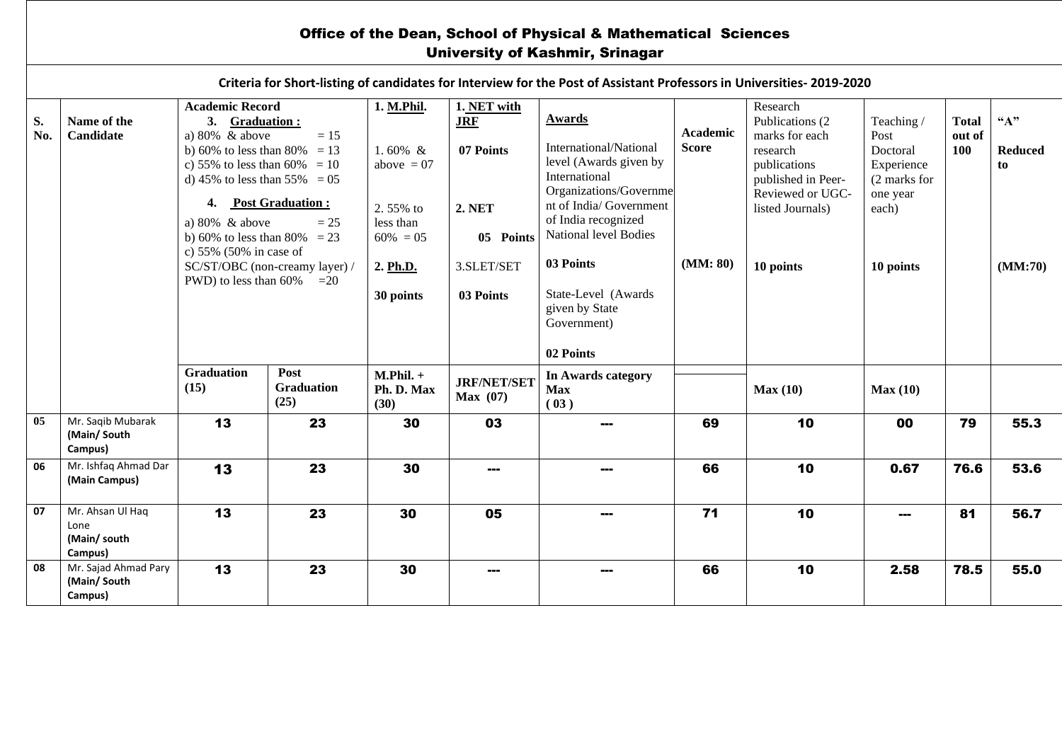## Office of the Dean, School of Physical & Mathematical Sciences
## University of Kashmir, Srinagar

**Criteria for Short-listing of candidates for Interview for the Post of Assistant Professors in Universities- 2019-2020**

| S. No. | Name of the Candidate | Academic Record<br>3. Graduation :<br>a) 80% & above = 15<br>b) 60% to less than 80% = 13<br>c) 55% to less than 60% = 10<br>d) 45% to less than 55% = 05<br>4. Post Graduation :<br>a) 80% & above = 25<br>b) 60% to less than 80% = 23<br>c) 55% (50% in case of SC/ST/OBC (non-creamy layer) / PWD) to less than 60% =20 | | 1. M.Phil.<br>1. 60% & above = 07<br>2. 55% to less than 60% = 05<br>2. Ph.D.<br>30 points | 1. NET with JRF<br>07 Points<br>2. NET<br>05 Points<br>3.SLET/SET<br>03 Points | Awards<br>International/National level (Awards given by International Organizations/Government of India/ Government of India recognized National level Bodies<br>03 Points<br>State-Level (Awards given by State Government)<br>02 Points | Academic Score<br>(MM: 80) | Research Publications (2 marks for each research publications published in Peer-Reviewed or UGC-listed Journals)<br>10 points | Teaching / Post Doctoral Experience (2 marks for one year each)<br>10 points | Total out of 100 | "A" Reduced to<br>(MM:70) |
|---|---|---|---|---|---|---|---|---|---|---|---|
| | | Graduation (15) | Post Graduation (25) | M.Phil. + Ph. D. Max (30) | JRF/NET/SET Max (07) | In Awards category Max ( 03 ) | | Max (10) | Max (10) | | |
| 05 | Mr. Saqib Mubarak **(Main/ South Campus)** | 13 | 23 | 30 | 03 | --- | 69 | 10 | 00 | 79 | 55.3 |
| 06 | Mr. Ishfaq Ahmad Dar **(Main Campus)** | 13 | 23 | 30 | --- | --- | 66 | 10 | 0.67 | 76.6 | 53.6 |
| 07 | Mr. Ahsan Ul Haq Lone **(Main/ south Campus)** | 13 | 23 | 30 | 05 | --- | 71 | 10 | --- | 81 | 56.7 |
| 08 | Mr. Sajad Ahmad Pary **(Main/ South Campus)** | 13 | 23 | 30 | --- | --- | 66 | 10 | 2.58 | 78.5 | 55.0 |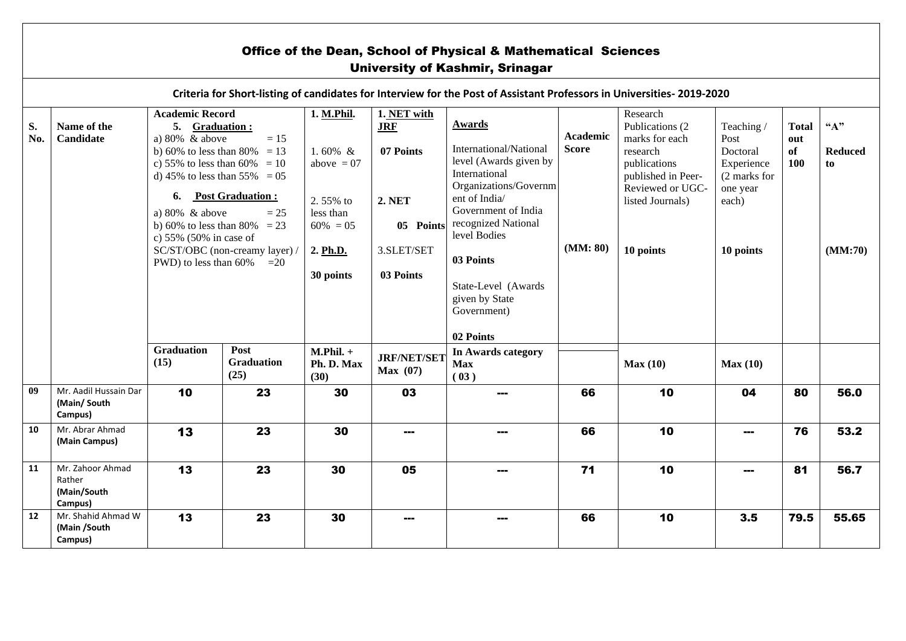# Office of the Dean, School of Physical & Mathematical Sciences

## University of Kashmir, Srinagar

**Criteria for Short-listing of candidates for Interview for the Post of Assistant Professors in Universities- 2019-2020**

| S. No. | Name of the Candidate | **Academic Record** 5. Graduation : a) 80% & above = 15 b) 60% to less than 80% = 13 c) 55% to less than 60% = 10 d) 45% to less than 55% = 05 6. Post Graduation : a) 80% & above = 25 b) 60% to less than 80% = 23 c) 55% (50% in case of SC/ST/OBC (non-creamy layer) / PWD) to less than 60% =20 | | 1. M.Phil. 1. 60% & above = 07 2. 55% to less than 60% = 05 2. Ph.D. 30 points | 1. NET with JRF 07 Points 2. NET 05 Points 3.SLET/SET 03 Points | **Awards** International/National level (Awards given by International Organizations/Government of India/ Government of India recognized National level Bodies 03 Points State-Level (Awards given by State Government) 02 Points | Academic Score (MM: 80) | Research Publications (2 marks for each research publications published in Peer-Reviewed or UGC-listed Journals) 10 points | Teaching / Post Doctoral Experience (2 marks for one year each) 10 points | Total out of 100 | "A" Reduced to (MM:70) |
|---|---|---|---|---|---|---|---|---|---|---|---|
| | | Graduation (15) | Post Graduation (25) | M.Phil. + Ph. D. Max (30) | JRF/NET/SET Max (07) | In Awards category Max ( 03 ) | | Max (10) | Max (10) | | |
| 09 | Mr. Aadil Hussain Dar (Main/ South Campus) | 10 | 23 | 30 | 03 | --- | 66 | 10 | 04 | 80 | 56.0 |
| 10 | Mr. Abrar Ahmad (Main Campus) | 13 | 23 | 30 | --- | --- | 66 | 10 | --- | 76 | 53.2 |
| 11 | Mr. Zahoor Ahmad Rather (Main/South Campus) | 13 | 23 | 30 | 05 | --- | 71 | 10 | --- | 81 | 56.7 |
| 12 | Mr. Shahid Ahmad W (Main /South Campus) | 13 | 23 | 30 | --- | --- | 66 | 10 | 3.5 | 79.5 | 55.65 |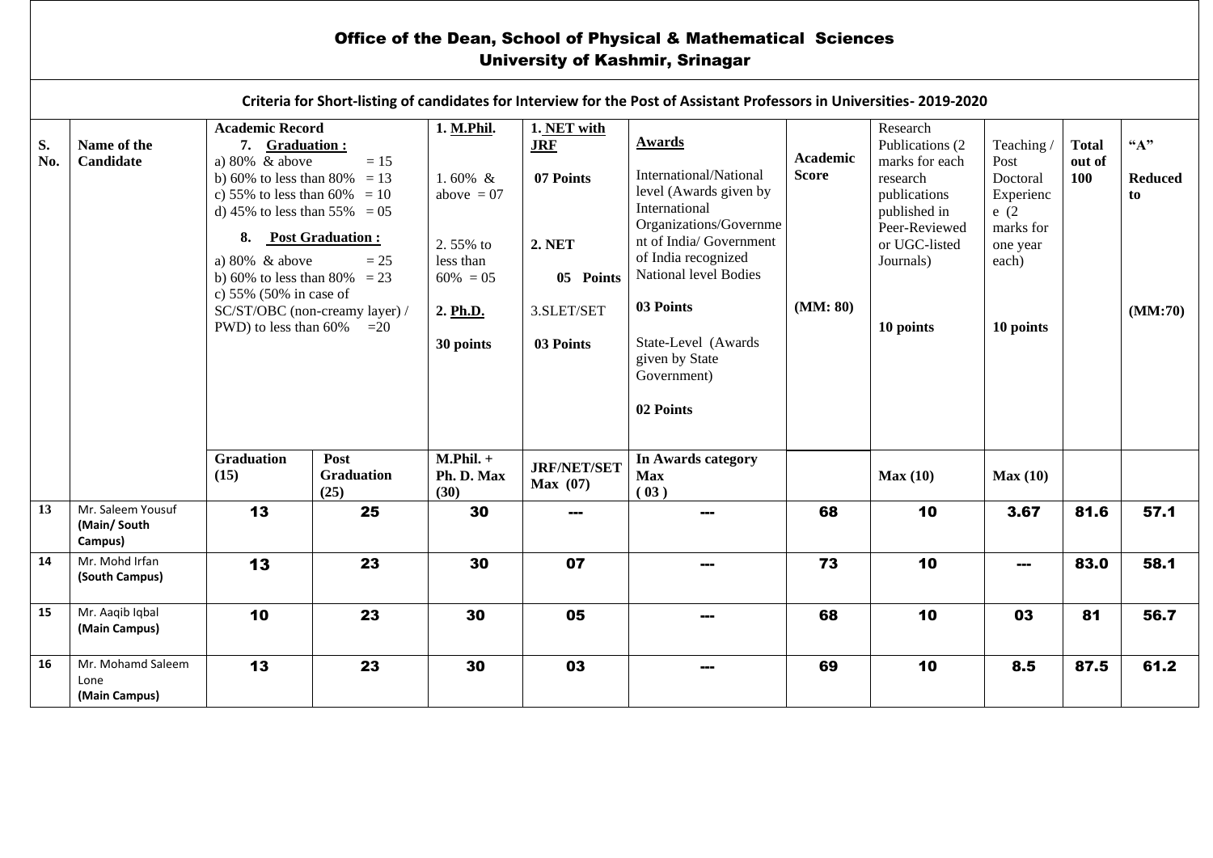## Office of the Dean, School of Physical & Mathematical Sciences
## University of Kashmir, Srinagar

**Criteria for Short-listing of candidates for Interview for the Post of Assistant Professors in Universities- 2019-2020**

| S. No. | Name of the Candidate | **Academic Record** 7. **Graduation :** a) 80% & above = 15 b) 60% to less than 80% = 13 c) 55% to less than 60% = 10 d) 45% to less than 55% = 05 | 8. **Post Graduation :** a) 80% & above = 25 b) 60% to less than 80% = 23 c) 55% (50% in case of SC/ST/OBC (non-creamy layer) / PWD) to less than 60% =20 | **1. M.Phil.** 1. 60% & above = 07 2. 55% to less than 60% = 05 **2. Ph.D.** **30 points** | **1. NET with JRF** **07 Points** **2. NET** **05 Points** 3.SLET/SET **03 Points** | **Awards** International/National level (Awards given by International Organizations/Government of India/ Government of India recognized National level Bodies **03 Points** State-Level (Awards given by State Government) **02 Points** | **Academic Score** **(MM: 80)** | Research Publications (2 marks for each research publications published in Peer-Reviewed or UGC-listed Journals) **10 points** | Teaching / Post Doctoral Experience (2 marks for one year each) **10 points** | **Total out of 100** | **"A" Reduced to** **(MM:70)** |
|---|---|---|---|---|---|---|---|---|---|---|---|
| | | **Graduation (15)** | **Post Graduation (25)** | **M.Phil. + Ph. D. Max (30)** | **JRF/NET/SET Max (07)** | **In Awards category Max (03)** | | **Max (10)** | **Max (10)** | | |
| 13 | Mr. Saleem Yousuf **(Main/ South Campus)** | 13 | 25 | 30 | --- | --- | 68 | 10 | 3.67 | 81.6 | 57.1 |
| 14 | Mr. Mohd Irfan **(South Campus)** | 13 | 23 | 30 | 07 | --- | 73 | 10 | --- | 83.0 | 58.1 |
| 15 | Mr. Aaqib Iqbal **(Main Campus)** | 10 | 23 | 30 | 05 | --- | 68 | 10 | 03 | 81 | 56.7 |
| 16 | Mr. Mohamd Saleem Lone **(Main Campus)** | 13 | 23 | 30 | 03 | --- | 69 | 10 | 8.5 | 87.5 | 61.2 |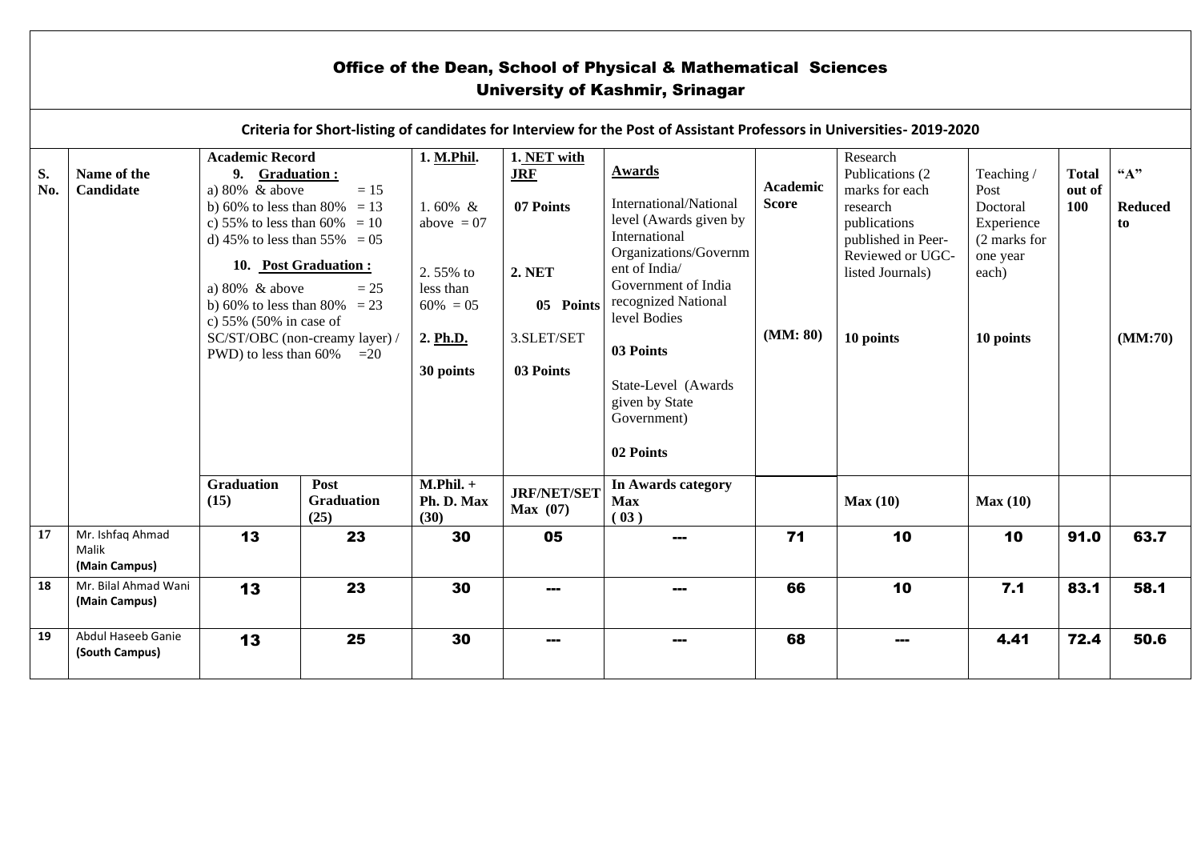# Office of the Dean, School of Physical & Mathematical Sciences
## University of Kashmir, Srinagar

**Criteria for Short-listing of candidates for Interview for the Post of Assistant Professors in Universities- 2019-2020**

| S. No. | Name of the Candidate | Academic Record<br>9. Graduation :<br>a) 80% & above = 15<br>b) 60% to less than 80% = 13<br>c) 55% to less than 60% = 10<br>d) 45% to less than 55% = 05<br>10. Post Graduation :<br>a) 80% & above = 25<br>b) 60% to less than 80% = 23<br>c) 55% (50% in case of SC/ST/OBC (non-creamy layer) / PWD) to less than 60% =20 | | 1. M.Phil.<br>1. 60% & above = 07<br>2. 55% to less than 60% = 05<br>2. Ph.D.<br>30 points | 1. NET with JRF<br>07 Points<br>2. NET<br>05 Points<br>3.SLET/SET<br>03 Points | Awards<br>International/National level (Awards given by International Organizations/Government of India/ Government of India recognized National level Bodies<br>03 Points<br>State-Level (Awards given by State Government)<br>02 Points | Academic Score<br>(MM: 80) | Research Publications (2 marks for each research publications published in Peer-Reviewed or UGC-listed Journals)<br>10 points | Teaching / Post Doctoral Experience (2 marks for one year each)<br>10 points | Total out of 100 | "A" Reduced to<br>(MM:70) |
|---|---|---|---|---|---|---|---|---|---|---|---|
| | | Graduation (15) | Post Graduation (25) | M.Phil. + Ph. D. Max (30) | JRF/NET/SET Max (07) | In Awards category Max (03) | | Max (10) | Max (10) | | |
| 17 | Mr. Ishfaq Ahmad Malik **(Main Campus)** | 13 | 23 | 30 | 05 | --- | 71 | 10 | 10 | 91.0 | 63.7 |
| 18 | Mr. Bilal Ahmad Wani **(Main Campus)** | 13 | 23 | 30 | --- | --- | 66 | 10 | 7.1 | 83.1 | 58.1 |
| 19 | Abdul Haseeb Ganie **(South Campus)** | 13 | 25 | 30 | --- | --- | 68 | --- | 4.41 | 72.4 | 50.6 |